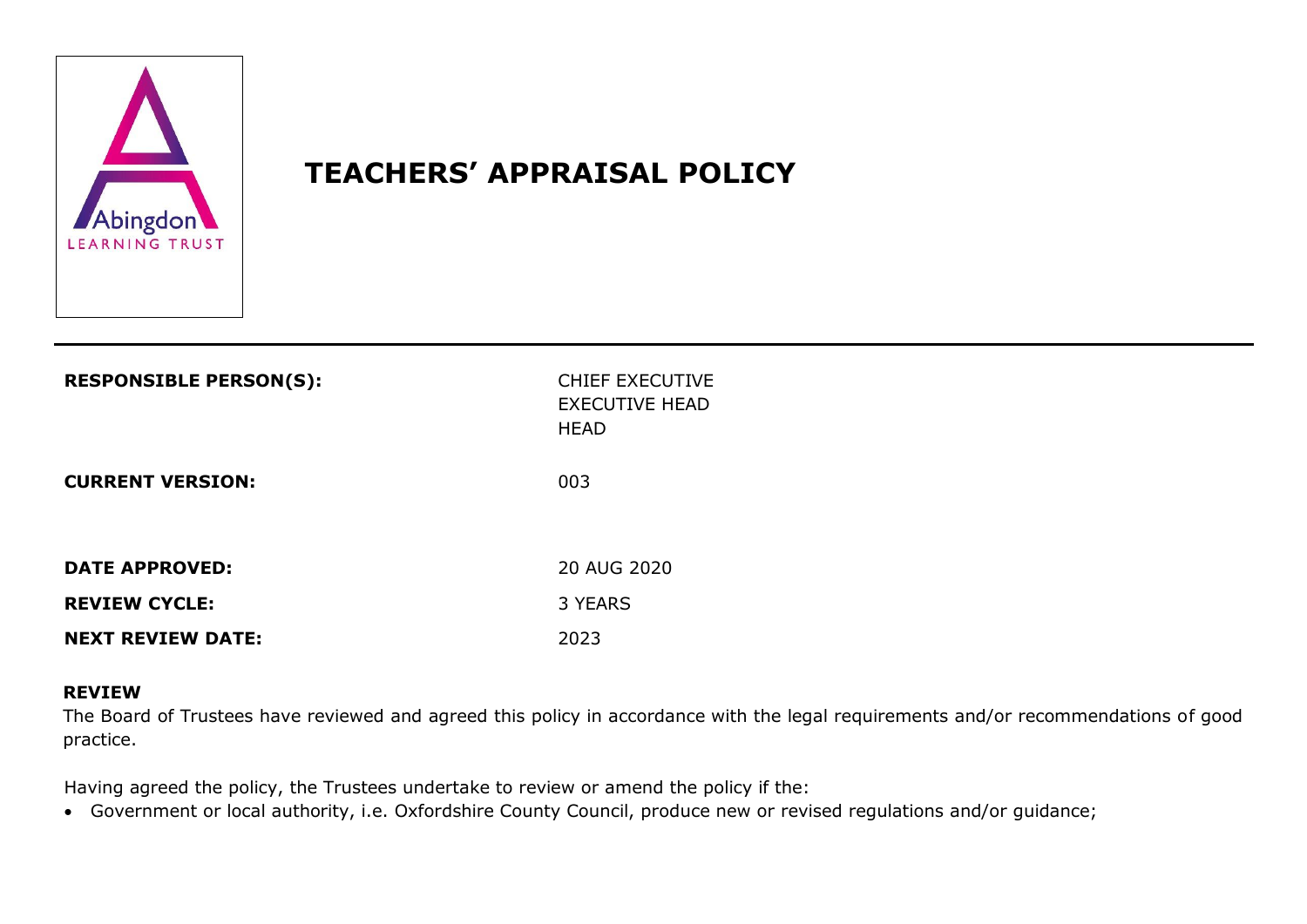Abingdon LEARNING TRUST

# TEACHERS' APPRAISAL POLICY

| | |
|---|---|
| **RESPONSIBLE PERSON(S):** | CHIEF EXECUTIVE<br>EXECUTIVE HEAD<br>HEAD |
| **CURRENT VERSION:** | 003 |
| **DATE APPROVED:** | 20 AUG 2020 |
| **REVIEW CYCLE:** | 3 YEARS |
| **NEXT REVIEW DATE:** | 2023 |

## REVIEW

The Board of Trustees have reviewed and agreed this policy in accordance with the legal requirements and/or recommendations of good practice.

Having agreed the policy, the Trustees undertake to review or amend the policy if the:

- Government or local authority, i.e. Oxfordshire County Council, produce new or revised regulations and/or guidance;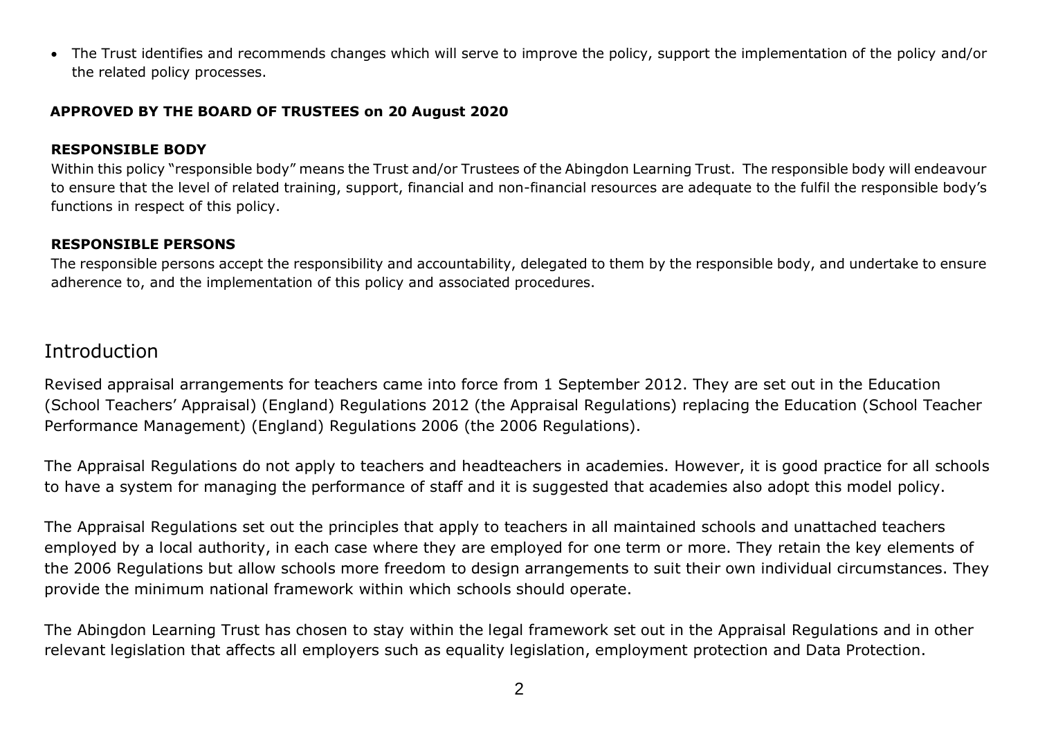- The Trust identifies and recommends changes which will serve to improve the policy, support the implementation of the policy and/or the related policy processes.

**APPROVED BY THE BOARD OF TRUSTEES on 20 August 2020**

**RESPONSIBLE BODY**

Within this policy "responsible body" means the Trust and/or Trustees of the Abingdon Learning Trust. The responsible body will endeavour to ensure that the level of related training, support, financial and non-financial resources are adequate to the fulfil the responsible body's functions in respect of this policy.

**RESPONSIBLE PERSONS**

The responsible persons accept the responsibility and accountability, delegated to them by the responsible body, and undertake to ensure adherence to, and the implementation of this policy and associated procedures.

## Introduction

Revised appraisal arrangements for teachers came into force from 1 September 2012. They are set out in the Education (School Teachers' Appraisal) (England) Regulations 2012 (the Appraisal Regulations) replacing the Education (School Teacher Performance Management) (England) Regulations 2006 (the 2006 Regulations).

The Appraisal Regulations do not apply to teachers and headteachers in academies. However, it is good practice for all schools to have a system for managing the performance of staff and it is suggested that academies also adopt this model policy.

The Appraisal Regulations set out the principles that apply to teachers in all maintained schools and unattached teachers employed by a local authority, in each case where they are employed for one term or more. They retain the key elements of the 2006 Regulations but allow schools more freedom to design arrangements to suit their own individual circumstances. They provide the minimum national framework within which schools should operate.

The Abingdon Learning Trust has chosen to stay within the legal framework set out in the Appraisal Regulations and in other relevant legislation that affects all employers such as equality legislation, employment protection and Data Protection.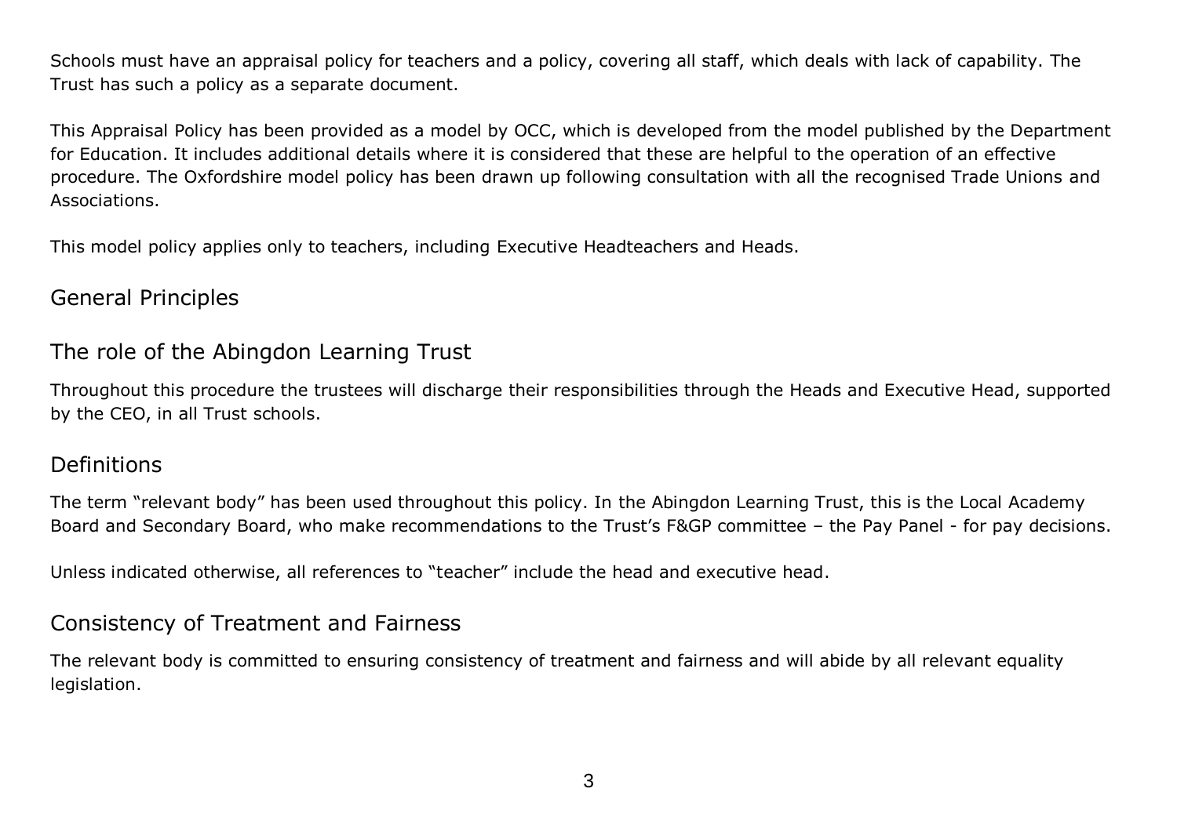Schools must have an appraisal policy for teachers and a policy, covering all staff, which deals with lack of capability. The Trust has such a policy as a separate document.

This Appraisal Policy has been provided as a model by OCC, which is developed from the model published by the Department for Education. It includes additional details where it is considered that these are helpful to the operation of an effective procedure. The Oxfordshire model policy has been drawn up following consultation with all the recognised Trade Unions and Associations.

This model policy applies only to teachers, including Executive Headteachers and Heads.

## General Principles

## The role of the Abingdon Learning Trust

Throughout this procedure the trustees will discharge their responsibilities through the Heads and Executive Head, supported by the CEO, in all Trust schools.

## Definitions

The term "relevant body" has been used throughout this policy. In the Abingdon Learning Trust, this is the Local Academy Board and Secondary Board, who make recommendations to the Trust's F&GP committee – the Pay Panel - for pay decisions.

Unless indicated otherwise, all references to "teacher" include the head and executive head.

## Consistency of Treatment and Fairness

The relevant body is committed to ensuring consistency of treatment and fairness and will abide by all relevant equality legislation.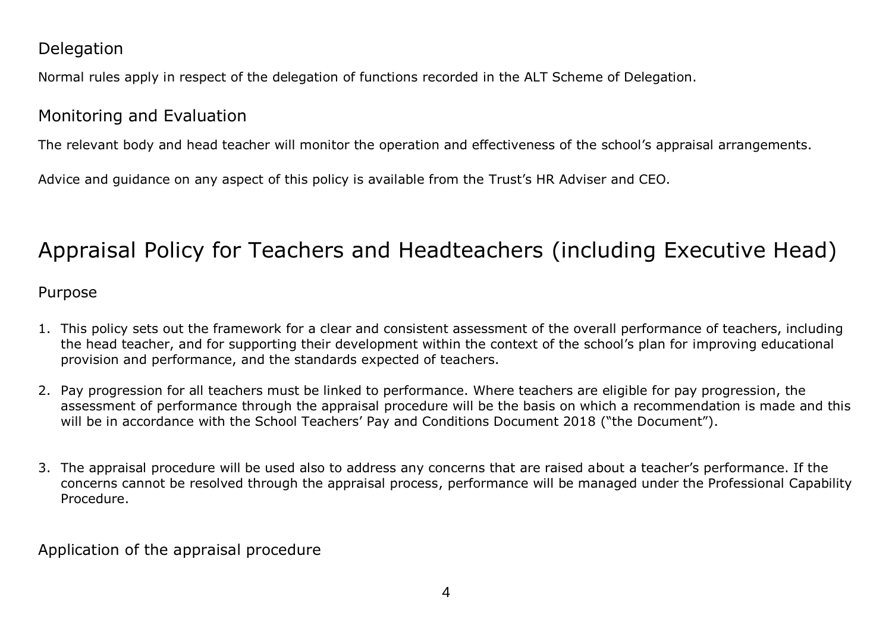## Delegation

Normal rules apply in respect of the delegation of functions recorded in the ALT Scheme of Delegation.

## Monitoring and Evaluation

The relevant body and head teacher will monitor the operation and effectiveness of the school's appraisal arrangements.

Advice and guidance on any aspect of this policy is available from the Trust's HR Adviser and CEO.

# Appraisal Policy for Teachers and Headteachers (including Executive Head)

## Purpose

1. This policy sets out the framework for a clear and consistent assessment of the overall performance of teachers, including the head teacher, and for supporting their development within the context of the school's plan for improving educational provision and performance, and the standards expected of teachers.

2. Pay progression for all teachers must be linked to performance. Where teachers are eligible for pay progression, the assessment of performance through the appraisal procedure will be the basis on which a recommendation is made and this will be in accordance with the School Teachers' Pay and Conditions Document 2018 ("the Document").

3. The appraisal procedure will be used also to address any concerns that are raised about a teacher's performance. If the concerns cannot be resolved through the appraisal process, performance will be managed under the Professional Capability Procedure.

## Application of the appraisal procedure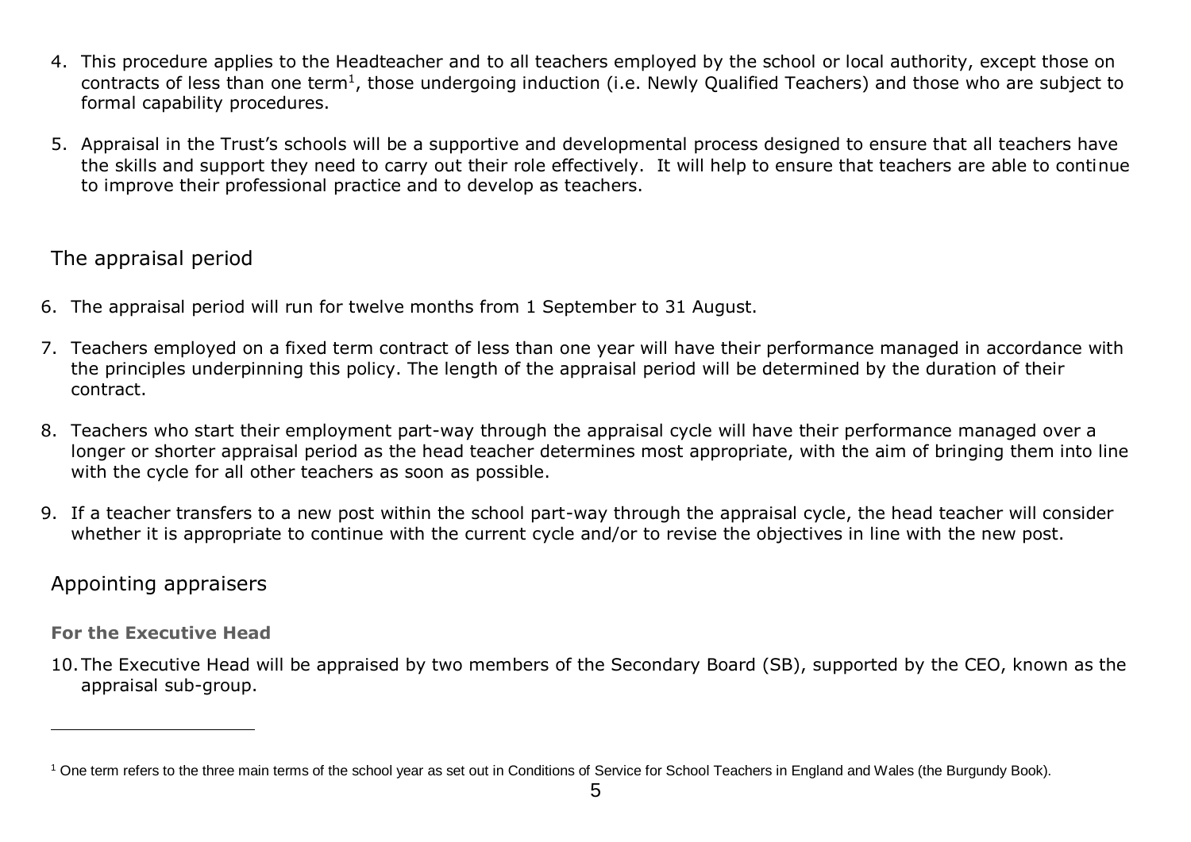4. This procedure applies to the Headteacher and to all teachers employed by the school or local authority, except those on contracts of less than one term[1], those undergoing induction (i.e. Newly Qualified Teachers) and those who are subject to formal capability procedures.

5. Appraisal in the Trust's schools will be a supportive and developmental process designed to ensure that all teachers have the skills and support they need to carry out their role effectively. It will help to ensure that teachers are able to continue to improve their professional practice and to develop as teachers.

## The appraisal period

6. The appraisal period will run for twelve months from 1 September to 31 August.

7. Teachers employed on a fixed term contract of less than one year will have their performance managed in accordance with the principles underpinning this policy. The length of the appraisal period will be determined by the duration of their contract.

8. Teachers who start their employment part-way through the appraisal cycle will have their performance managed over a longer or shorter appraisal period as the head teacher determines most appropriate, with the aim of bringing them into line with the cycle for all other teachers as soon as possible.

9. If a teacher transfers to a new post within the school part-way through the appraisal cycle, the head teacher will consider whether it is appropriate to continue with the current cycle and/or to revise the objectives in line with the new post.

## Appointing appraisers

**For the Executive Head**

10. The Executive Head will be appraised by two members of the Secondary Board (SB), supported by the CEO, known as the appraisal sub-group.

---

[1] One term refers to the three main terms of the school year as set out in Conditions of Service for School Teachers in England and Wales (the Burgundy Book).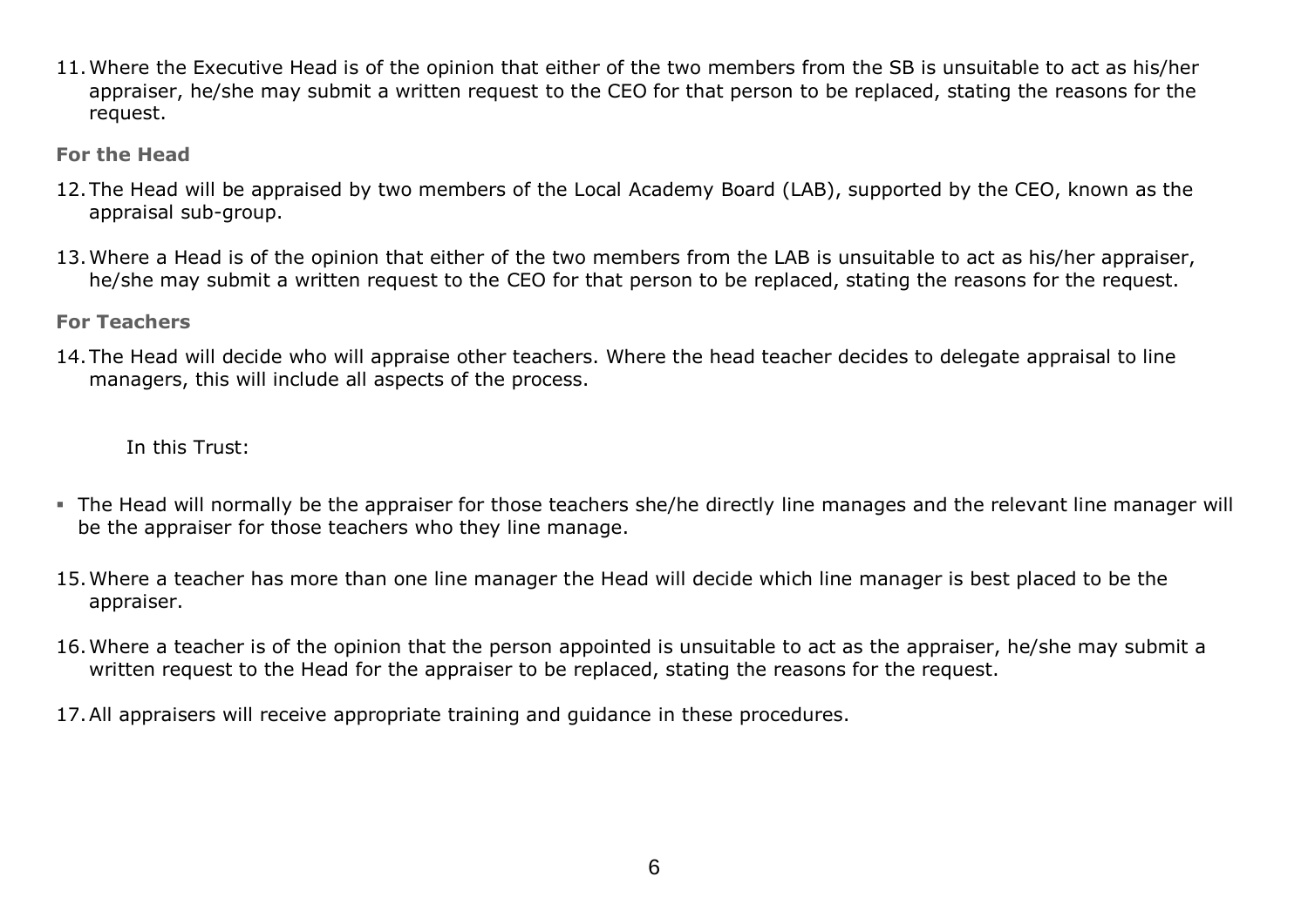11. Where the Executive Head is of the opinion that either of the two members from the SB is unsuitable to act as his/her appraiser, he/she may submit a written request to the CEO for that person to be replaced, stating the reasons for the request.

**For the Head**

12. The Head will be appraised by two members of the Local Academy Board (LAB), supported by the CEO, known as the appraisal sub-group.

13. Where a Head is of the opinion that either of the two members from the LAB is unsuitable to act as his/her appraiser, he/she may submit a written request to the CEO for that person to be replaced, stating the reasons for the request.

**For Teachers**

14. The Head will decide who will appraise other teachers. Where the head teacher decides to delegate appraisal to line managers, this will include all aspects of the process.

In this Trust:

- The Head will normally be the appraiser for those teachers she/he directly line manages and the relevant line manager will be the appraiser for those teachers who they line manage.

15. Where a teacher has more than one line manager the Head will decide which line manager is best placed to be the appraiser.

16. Where a teacher is of the opinion that the person appointed is unsuitable to act as the appraiser, he/she may submit a written request to the Head for the appraiser to be replaced, stating the reasons for the request.

17. All appraisers will receive appropriate training and guidance in these procedures.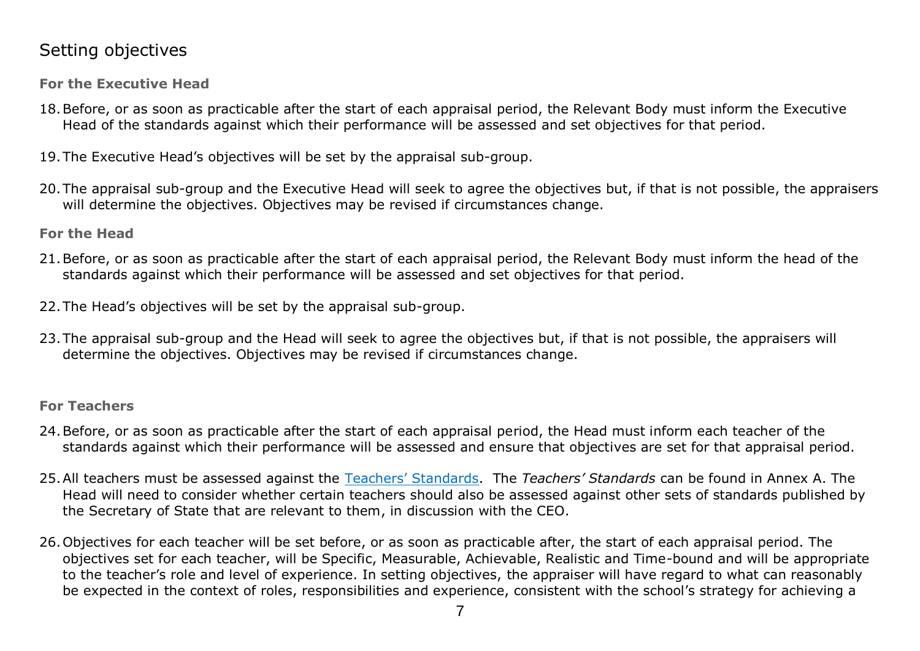## Setting objectives

### For the Executive Head

18. Before, or as soon as practicable after the start of each appraisal period, the Relevant Body must inform the Executive Head of the standards against which their performance will be assessed and set objectives for that period.

19. The Executive Head's objectives will be set by the appraisal sub-group.

20. The appraisal sub-group and the Executive Head will seek to agree the objectives but, if that is not possible, the appraisers will determine the objectives. Objectives may be revised if circumstances change.

### For the Head

21. Before, or as soon as practicable after the start of each appraisal period, the Relevant Body must inform the head of the standards against which their performance will be assessed and set objectives for that period.

22. The Head's objectives will be set by the appraisal sub-group.

23. The appraisal sub-group and the Head will seek to agree the objectives but, if that is not possible, the appraisers will determine the objectives. Objectives may be revised if circumstances change.

### For Teachers

24. Before, or as soon as practicable after the start of each appraisal period, the Head must inform each teacher of the standards against which their performance will be assessed and ensure that objectives are set for that appraisal period.

25. All teachers must be assessed against the [Teachers' Standards](). The *Teachers' Standards* can be found in Annex A. The Head will need to consider whether certain teachers should also be assessed against other sets of standards published by the Secretary of State that are relevant to them, in discussion with the CEO.

26. Objectives for each teacher will be set before, or as soon as practicable after, the start of each appraisal period. The objectives set for each teacher, will be Specific, Measurable, Achievable, Realistic and Time-bound and will be appropriate to the teacher's role and level of experience. In setting objectives, the appraiser will have regard to what can reasonably be expected in the context of roles, responsibilities and experience, consistent with the school's strategy for achieving a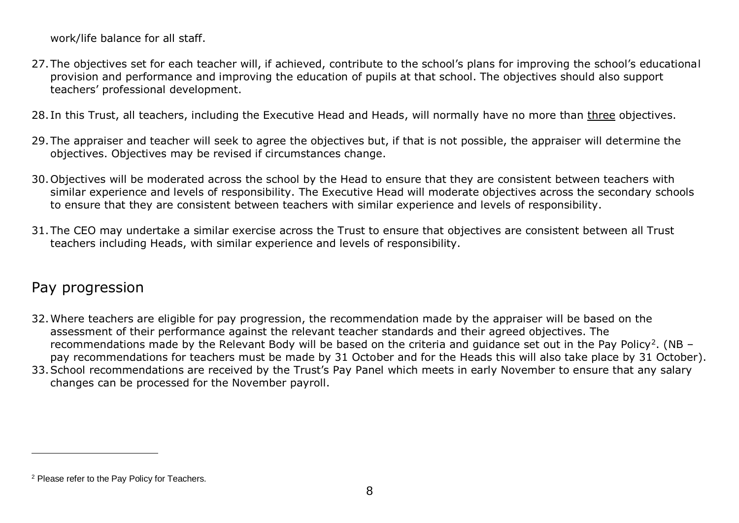work/life balance for all staff.

27. The objectives set for each teacher will, if achieved, contribute to the school's plans for improving the school's educational provision and performance and improving the education of pupils at that school. The objectives should also support teachers' professional development.

28. In this Trust, all teachers, including the Executive Head and Heads, will normally have no more than <u>three</u> objectives.

29. The appraiser and teacher will seek to agree the objectives but, if that is not possible, the appraiser will determine the objectives. Objectives may be revised if circumstances change.

30. Objectives will be moderated across the school by the Head to ensure that they are consistent between teachers with similar experience and levels of responsibility. The Executive Head will moderate objectives across the secondary schools to ensure that they are consistent between teachers with similar experience and levels of responsibility.

31. The CEO may undertake a similar exercise across the Trust to ensure that objectives are consistent between all Trust teachers including Heads, with similar experience and levels of responsibility.

## Pay progression

32. Where teachers are eligible for pay progression, the recommendation made by the appraiser will be based on the assessment of their performance against the relevant teacher standards and their agreed objectives. The recommendations made by the Relevant Body will be based on the criteria and guidance set out in the Pay Policy[2]. (NB – pay recommendations for teachers must be made by 31 October and for the Heads this will also take place by 31 October).
33. School recommendations are received by the Trust's Pay Panel which meets in early November to ensure that any salary changes can be processed for the November payroll.

[2] Please refer to the Pay Policy for Teachers.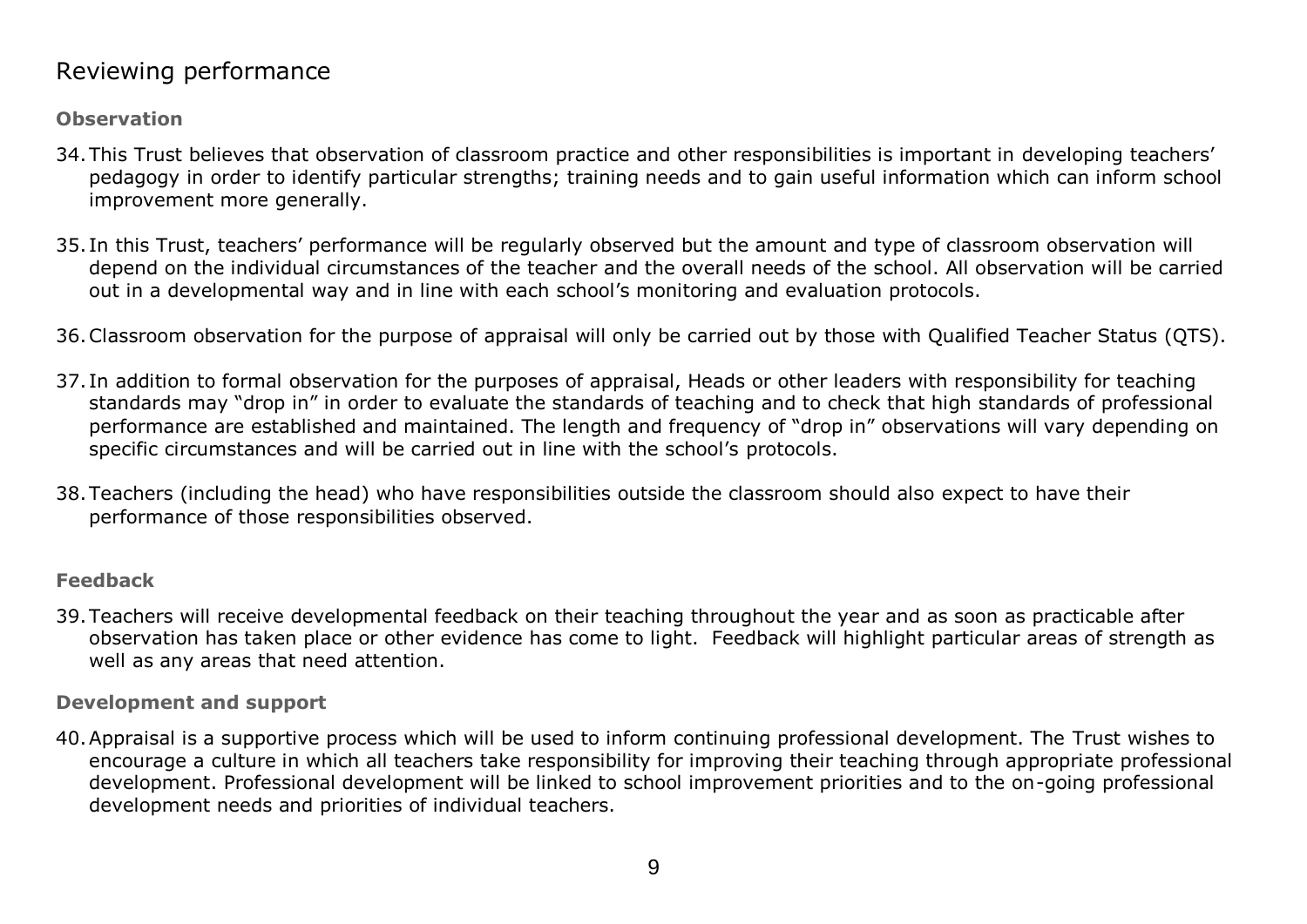## Reviewing performance

### Observation

34. This Trust believes that observation of classroom practice and other responsibilities is important in developing teachers' pedagogy in order to identify particular strengths; training needs and to gain useful information which can inform school improvement more generally.

35. In this Trust, teachers' performance will be regularly observed but the amount and type of classroom observation will depend on the individual circumstances of the teacher and the overall needs of the school. All observation will be carried out in a developmental way and in line with each school's monitoring and evaluation protocols.

36. Classroom observation for the purpose of appraisal will only be carried out by those with Qualified Teacher Status (QTS).

37. In addition to formal observation for the purposes of appraisal, Heads or other leaders with responsibility for teaching standards may "drop in" in order to evaluate the standards of teaching and to check that high standards of professional performance are established and maintained. The length and frequency of "drop in" observations will vary depending on specific circumstances and will be carried out in line with the school's protocols.

38. Teachers (including the head) who have responsibilities outside the classroom should also expect to have their performance of those responsibilities observed.

### Feedback

39. Teachers will receive developmental feedback on their teaching throughout the year and as soon as practicable after observation has taken place or other evidence has come to light. Feedback will highlight particular areas of strength as well as any areas that need attention.

### Development and support

40. Appraisal is a supportive process which will be used to inform continuing professional development. The Trust wishes to encourage a culture in which all teachers take responsibility for improving their teaching through appropriate professional development. Professional development will be linked to school improvement priorities and to the on-going professional development needs and priorities of individual teachers.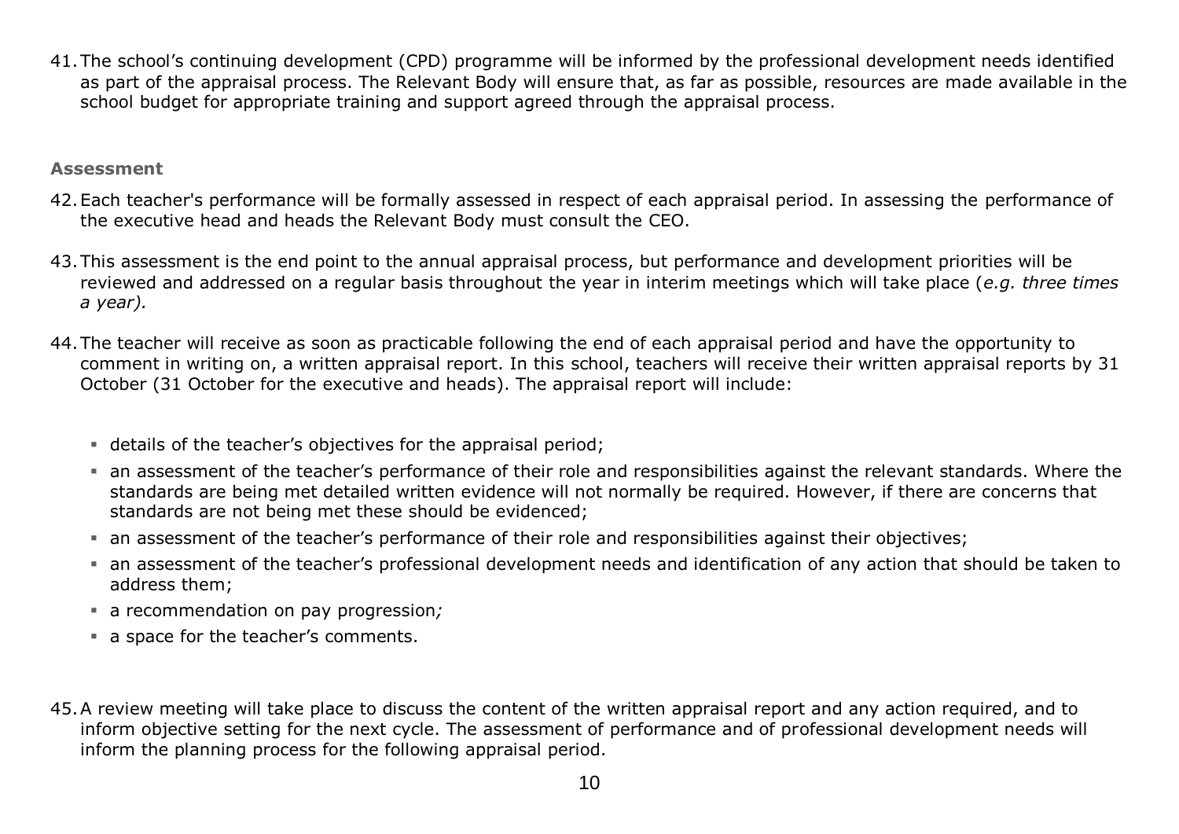41. The school's continuing development (CPD) programme will be informed by the professional development needs identified as part of the appraisal process. The Relevant Body will ensure that, as far as possible, resources are made available in the school budget for appropriate training and support agreed through the appraisal process.

### Assessment

42. Each teacher's performance will be formally assessed in respect of each appraisal period. In assessing the performance of the executive head and heads the Relevant Body must consult the CEO.

43. This assessment is the end point to the annual appraisal process, but performance and development priorities will be reviewed and addressed on a regular basis throughout the year in interim meetings which will take place (*e.g. three times a year).*

44. The teacher will receive as soon as practicable following the end of each appraisal period and have the opportunity to comment in writing on, a written appraisal report. In this school, teachers will receive their written appraisal reports by 31 October (31 October for the executive and heads). The appraisal report will include:

    - details of the teacher's objectives for the appraisal period;
    - an assessment of the teacher's performance of their role and responsibilities against the relevant standards. Where the standards are being met detailed written evidence will not normally be required. However, if there are concerns that standards are not being met these should be evidenced;
    - an assessment of the teacher's performance of their role and responsibilities against their objectives;
    - an assessment of the teacher's professional development needs and identification of any action that should be taken to address them;
    - a recommendation on pay progression*;*
    - a space for the teacher's comments.

45. A review meeting will take place to discuss the content of the written appraisal report and any action required, and to inform objective setting for the next cycle. The assessment of performance and of professional development needs will inform the planning process for the following appraisal period.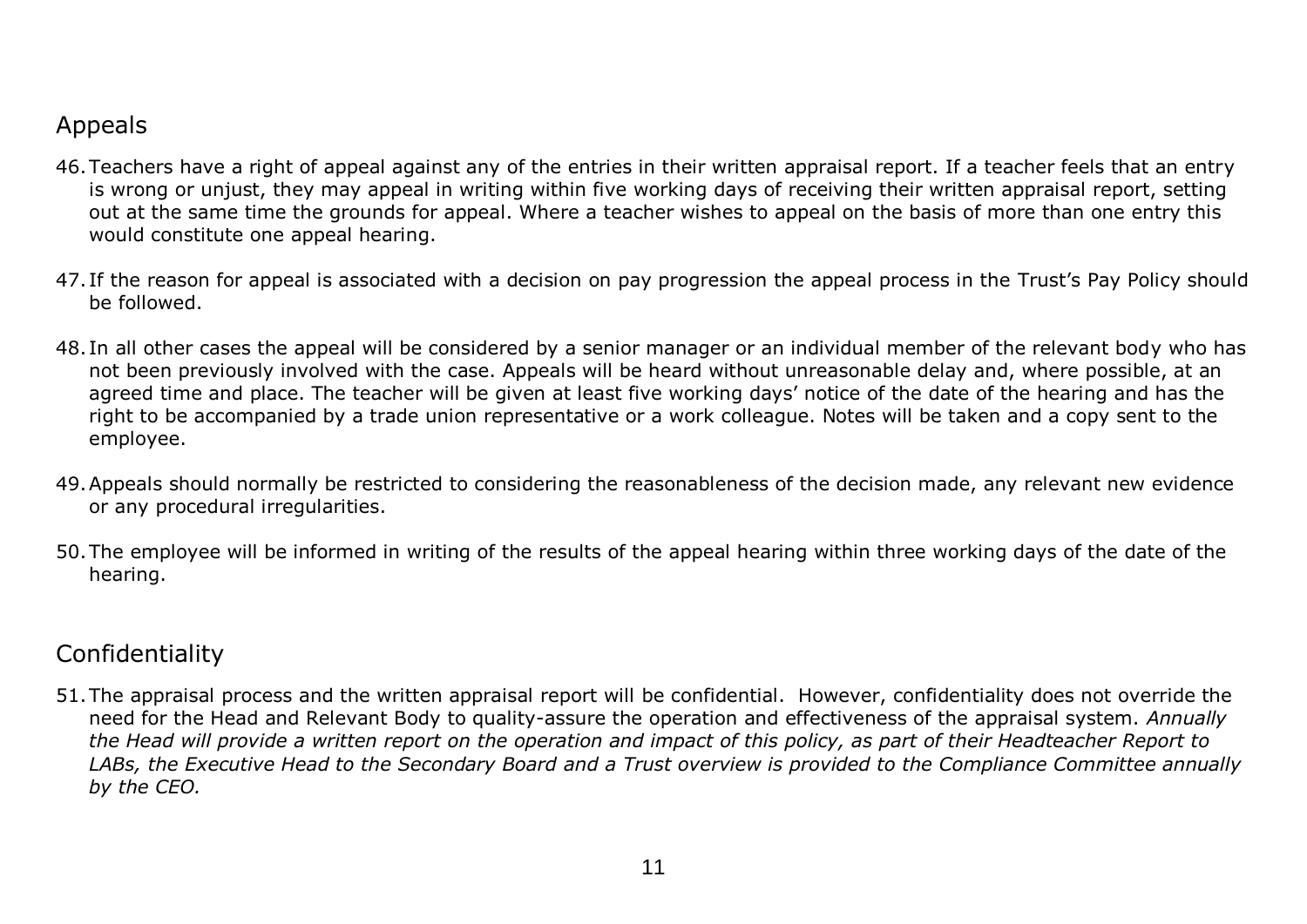## Appeals

46. Teachers have a right of appeal against any of the entries in their written appraisal report. If a teacher feels that an entry is wrong or unjust, they may appeal in writing within five working days of receiving their written appraisal report, setting out at the same time the grounds for appeal. Where a teacher wishes to appeal on the basis of more than one entry this would constitute one appeal hearing.

47. If the reason for appeal is associated with a decision on pay progression the appeal process in the Trust's Pay Policy should be followed.

48. In all other cases the appeal will be considered by a senior manager or an individual member of the relevant body who has not been previously involved with the case. Appeals will be heard without unreasonable delay and, where possible, at an agreed time and place. The teacher will be given at least five working days' notice of the date of the hearing and has the right to be accompanied by a trade union representative or a work colleague. Notes will be taken and a copy sent to the employee.

49. Appeals should normally be restricted to considering the reasonableness of the decision made, any relevant new evidence or any procedural irregularities.

50. The employee will be informed in writing of the results of the appeal hearing within three working days of the date of the hearing.

## Confidentiality

51. The appraisal process and the written appraisal report will be confidential. However, confidentiality does not override the need for the Head and Relevant Body to quality-assure the operation and effectiveness of the appraisal system. *Annually the Head will provide a written report on the operation and impact of this policy, as part of their Headteacher Report to LABs, the Executive Head to the Secondary Board and a Trust overview is provided to the Compliance Committee annually by the CEO.*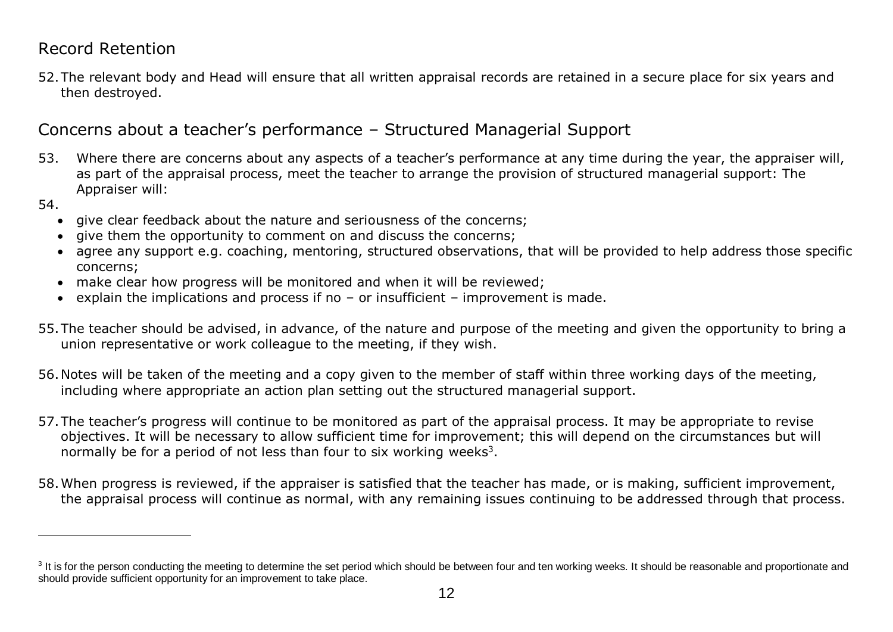## Record Retention

52. The relevant body and Head will ensure that all written appraisal records are retained in a secure place for six years and then destroyed.

## Concerns about a teacher's performance – Structured Managerial Support

53. Where there are concerns about any aspects of a teacher's performance at any time during the year, the appraiser will, as part of the appraisal process, meet the teacher to arrange the provision of structured managerial support: The Appraiser will:

54.

- give clear feedback about the nature and seriousness of the concerns;
- give them the opportunity to comment on and discuss the concerns;
- agree any support e.g. coaching, mentoring, structured observations, that will be provided to help address those specific concerns;
- make clear how progress will be monitored and when it will be reviewed;
- explain the implications and process if no – or insufficient – improvement is made.

55. The teacher should be advised, in advance, of the nature and purpose of the meeting and given the opportunity to bring a union representative or work colleague to the meeting, if they wish.

56. Notes will be taken of the meeting and a copy given to the member of staff within three working days of the meeting, including where appropriate an action plan setting out the structured managerial support.

57. The teacher's progress will continue to be monitored as part of the appraisal process. It may be appropriate to revise objectives. It will be necessary to allow sufficient time for improvement; this will depend on the circumstances but will normally be for a period of not less than four to six working weeks[3].

58. When progress is reviewed, if the appraiser is satisfied that the teacher has made, or is making, sufficient improvement, the appraisal process will continue as normal, with any remaining issues continuing to be addressed through that process.

---

[3] It is for the person conducting the meeting to determine the set period which should be between four and ten working weeks. It should be reasonable and proportionate and should provide sufficient opportunity for an improvement to take place.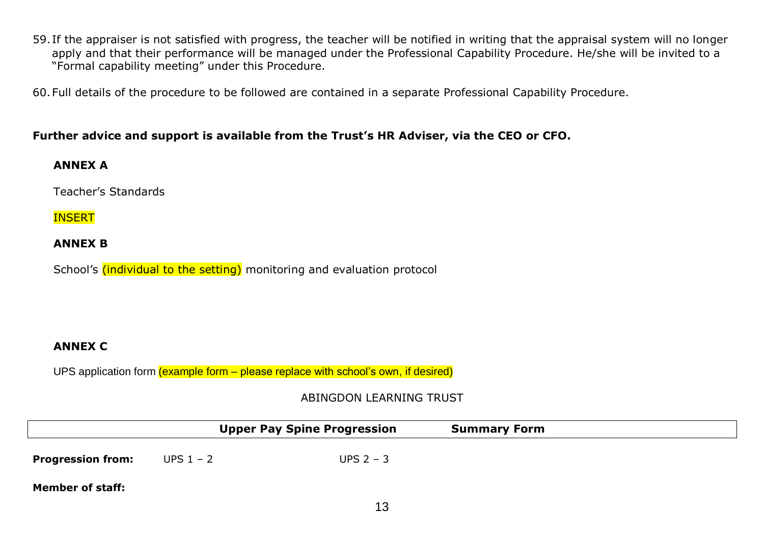59. If the appraiser is not satisfied with progress, the teacher will be notified in writing that the appraisal system will no longer apply and that their performance will be managed under the Professional Capability Procedure. He/she will be invited to a "Formal capability meeting" under this Procedure.

60. Full details of the procedure to be followed are contained in a separate Professional Capability Procedure.

**Further advice and support is available from the Trust's HR Adviser, via the CEO or CFO.**

**ANNEX A**

Teacher's Standards

INSERT

**ANNEX B**

School's (individual to the setting) monitoring and evaluation protocol

**ANNEX C**

UPS application form (example form – please replace with school's own, if desired)

ABINGDON LEARNING TRUST

| **Upper Pay Spine Progression** | **Summary Form** |
|---|---|

**Progression from:** UPS 1 – 2 UPS 2 – 3

**Member of staff:**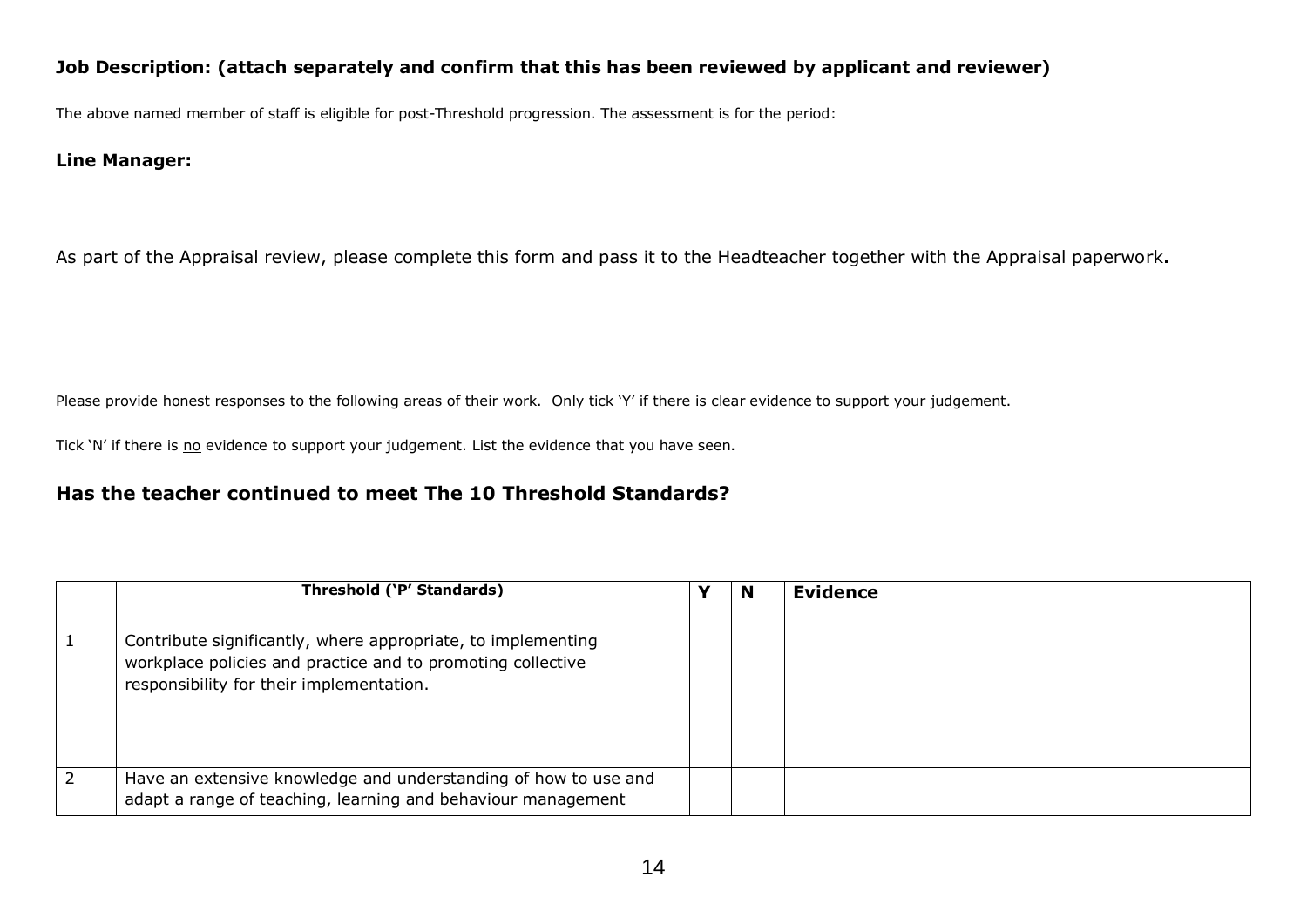**Job Description: (attach separately and confirm that this has been reviewed by applicant and reviewer)**

The above named member of staff is eligible for post-Threshold progression. The assessment is for the period:

**Line Manager:**

As part of the Appraisal review, please complete this form and pass it to the Headteacher together with the Appraisal paperwork**.**

Please provide honest responses to the following areas of their work. Only tick 'Y' if there is clear evidence to support your judgement.

Tick 'N' if there is no evidence to support your judgement. List the evidence that you have seen.

## Has the teacher continued to meet The 10 Threshold Standards?

| | **Threshold ('P' Standards)** | **Y** | **N** | **Evidence** |
|---|---|---|---|---|
| 1 | Contribute significantly, where appropriate, to implementing workplace policies and practice and to promoting collective responsibility for their implementation. | | | |
| 2 | Have an extensive knowledge and understanding of how to use and adapt a range of teaching, learning and behaviour management | | | |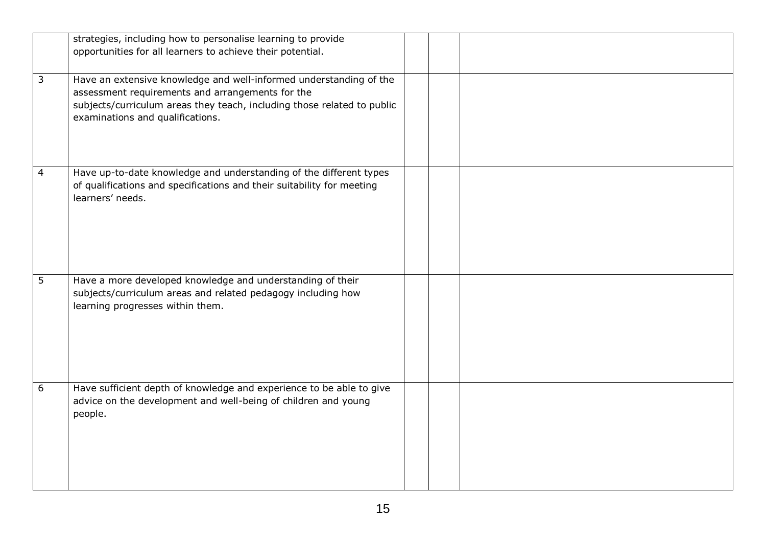| | | | | |
|---|---|---|---|---|
| | strategies, including how to personalise learning to provide opportunities for all learners to achieve their potential. | | | |
| 3 | Have an extensive knowledge and well-informed understanding of the assessment requirements and arrangements for the subjects/curriculum areas they teach, including those related to public examinations and qualifications. | | | |
| 4 | Have up-to-date knowledge and understanding of the different types of qualifications and specifications and their suitability for meeting learners' needs. | | | |
| 5 | Have a more developed knowledge and understanding of their subjects/curriculum areas and related pedagogy including how learning progresses within them. | | | |
| 6 | Have sufficient depth of knowledge and experience to be able to give advice on the development and well-being of children and young people. | | | |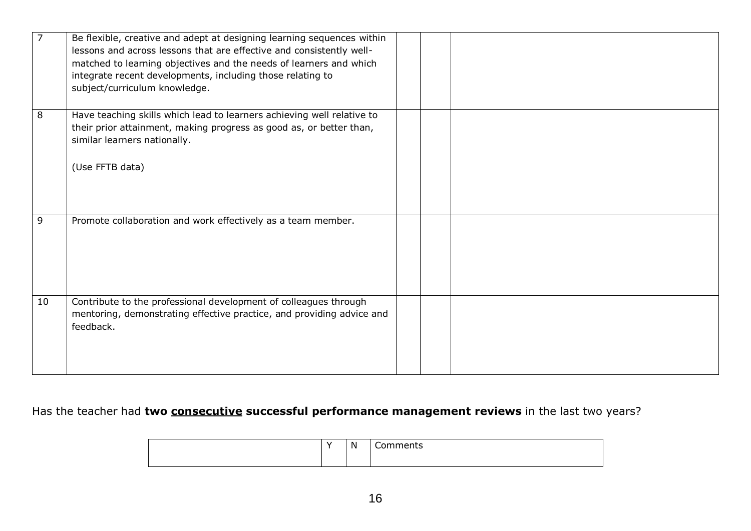| | | | | |
|---|---|---|---|---|
| 7 | Be flexible, creative and adept at designing learning sequences within lessons and across lessons that are effective and consistently well-matched to learning objectives and the needs of learners and which integrate recent developments, including those relating to subject/curriculum knowledge. | | | |
| 8 | Have teaching skills which lead to learners achieving well relative to their prior attainment, making progress as good as, or better than, similar learners nationally.<br><br>(Use FFTB data) | | | |
| 9 | Promote collaboration and work effectively as a team member. | | | |
| 10 | Contribute to the professional development of colleagues through mentoring, demonstrating effective practice, and providing advice and feedback. | | | |

Has the teacher had **two <u>consecutive</u> successful performance management reviews** in the last two years?

| | Y | N | Comments |
|---|---|---|---|
| | | | |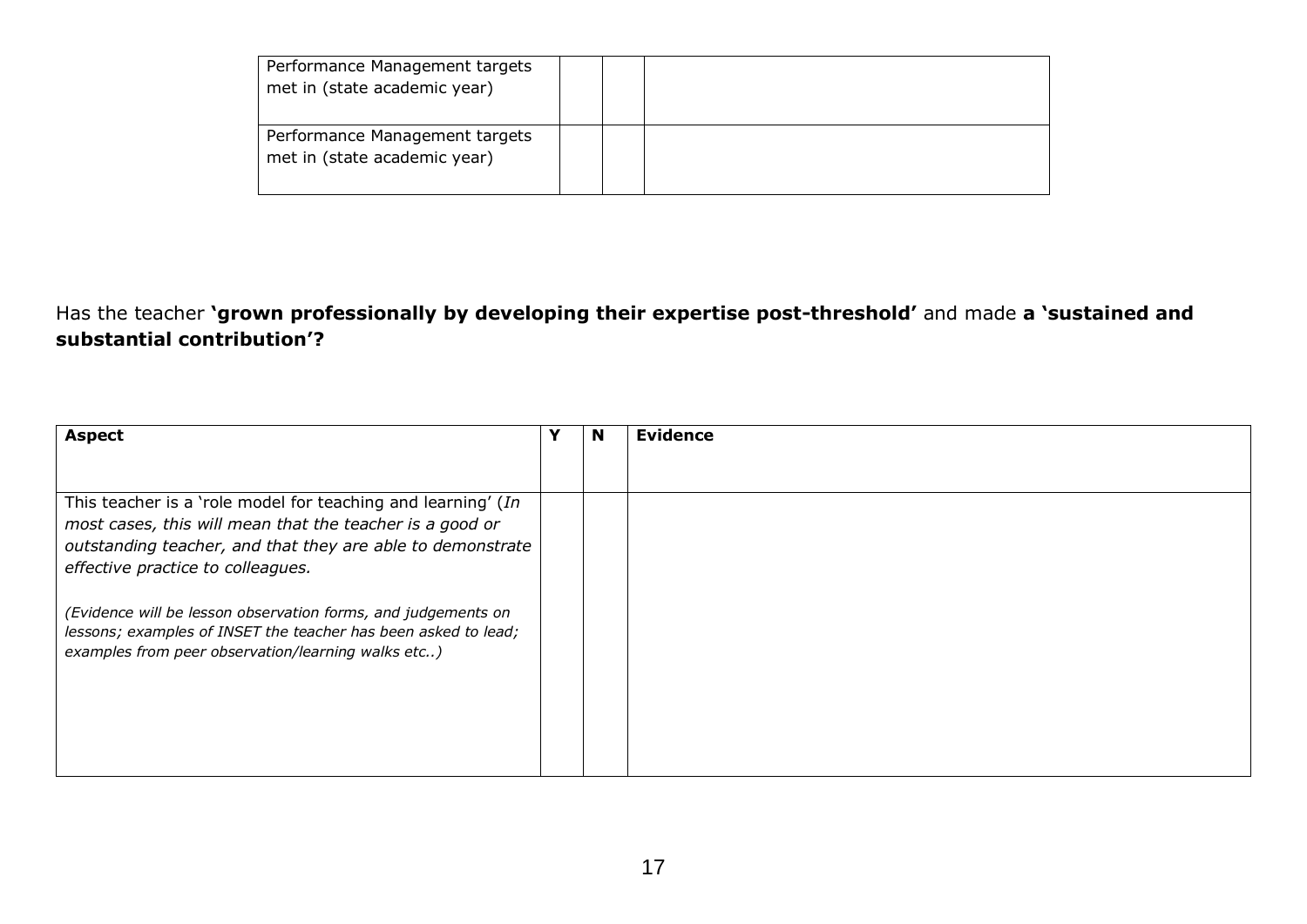| Performance Management targets met in (state academic year) | | | |
|---|---|---|---|
| Performance Management targets met in (state academic year) | | | |

Has the teacher **'grown professionally by developing their expertise post-threshold'** and made **a 'sustained and substantial contribution'?**

| **Aspect** | **Y** | **N** | **Evidence** |
|---|---|---|---|
| This teacher is a 'role model for teaching and learning' (*In most cases, this will mean that the teacher is a good or outstanding teacher, and that they are able to demonstrate effective practice to colleagues.*<br><br>*(Evidence will be lesson observation forms, and judgements on lessons; examples of INSET the teacher has been asked to lead; examples from peer observation/learning walks etc..)* | | | |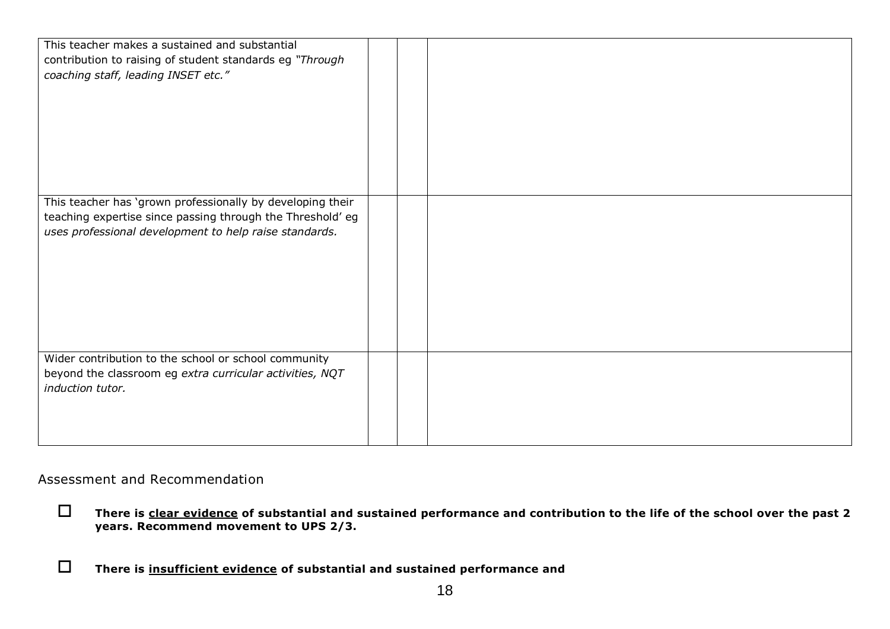| | | | |
|---|---|---|---|
| This teacher makes a sustained and substantial contribution to raising of student standards eg *"Through coaching staff, leading INSET etc."* | | | |
| This teacher has 'grown professionally by developing their teaching expertise since passing through the Threshold' eg *uses professional development to help raise standards.* | | | |
| Wider contribution to the school or school community beyond the classroom eg *extra curricular activities, NQT induction tutor.* | | | |

Assessment and Recommendation

☐ **There is <u>clear evidence</u> of substantial and sustained performance and contribution to the life of the school over the past 2 years. Recommend movement to UPS 2/3.**

☐ **There is <u>insufficient evidence</u> of substantial and sustained performance and**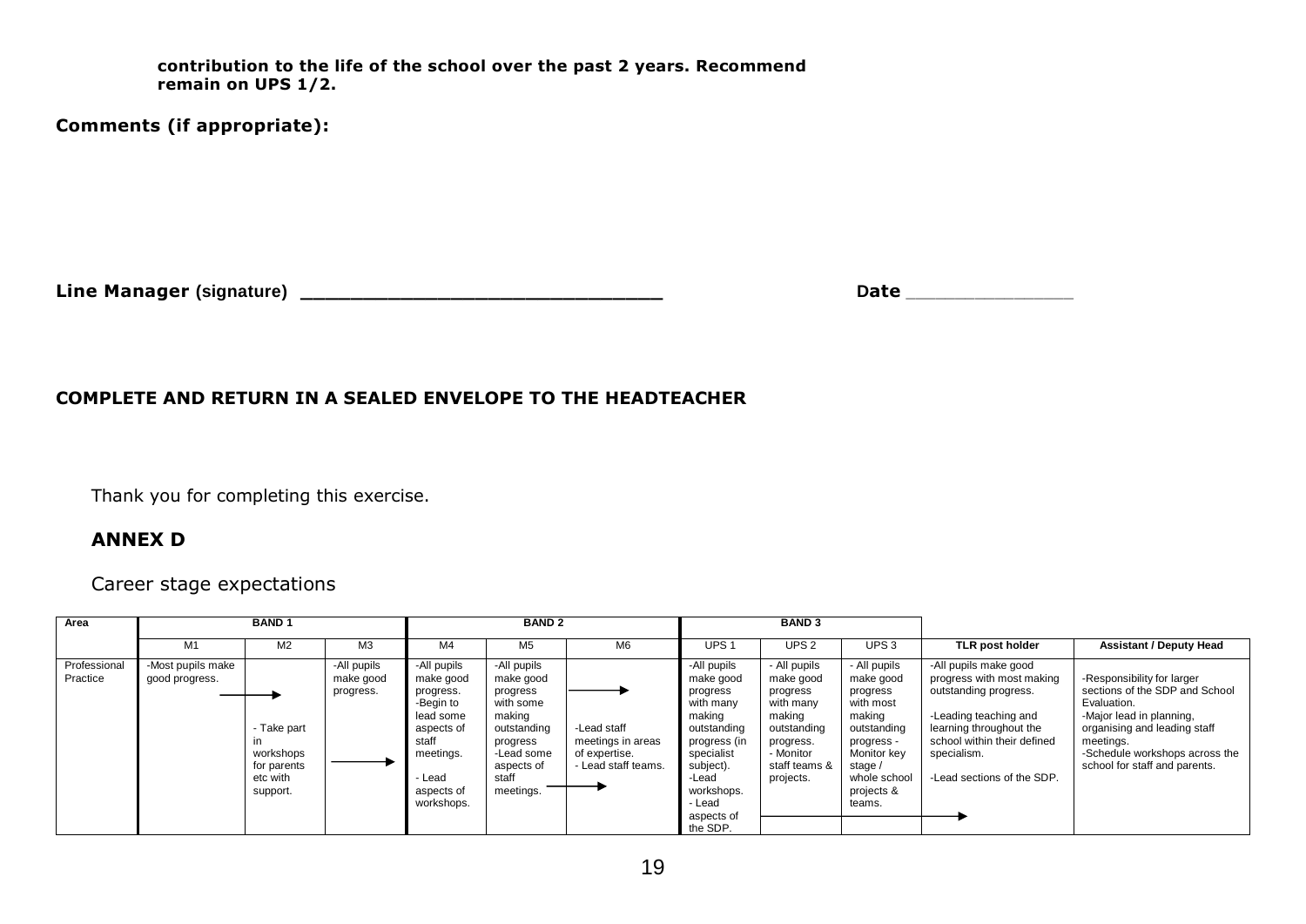**contribution to the life of the school over the past 2 years. Recommend remain on UPS 1/2.**

**Comments (if appropriate):**

**Line Manager** (signature) \_\_\_\_\_\_\_\_\_\_\_\_\_\_\_\_\_\_\_\_\_\_\_\_\_\_\_\_\_\_\_\_ **Date** \_\_\_\_\_\_\_\_\_\_\_\_\_\_\_\_

**COMPLETE AND RETURN IN A SEALED ENVELOPE TO THE HEADTEACHER**

Thank you for completing this exercise.

## ANNEX D

Career stage expectations

| Area | BAND 1 | | | BAND 2 | | | BAND 3 | | | | |
|---|---|---|---|---|---|---|---|---|---|---|---|
| | M1 | M2 | M3 | M4 | M5 | M6 | UPS 1 | UPS 2 | UPS 3 | TLR post holder | Assistant / Deputy Head |
| Professional Practice | -Most pupils make good progress. → | - Take part in workshops for parents etc with support. | -All pupils make good progress. → | -All pupils make good progress. -Begin to lead some aspects of staff meetings. - Lead aspects of workshops. | -All pupils make good progress with some making outstanding progress -Lead some aspects of staff meetings. → | → -Lead staff meetings in areas of expertise. - Lead staff teams. | -All pupils make good progress with many making outstanding progress (in specialist subject). -Lead workshops. - Lead aspects of the SDP. | - All pupils make good progress with many making outstanding progress. - Monitor staff teams & projects. | - All pupils make good progress with most making outstanding progress - Monitor key stage / whole school projects & teams. → | -All pupils make good progress with most making outstanding progress. -Leading teaching and learning throughout the school within their defined specialism. -Lead sections of the SDP. | -Responsibility for larger sections of the SDP and School Evaluation. -Major lead in planning, organising and leading staff meetings. -Schedule workshops across the school for staff and parents. |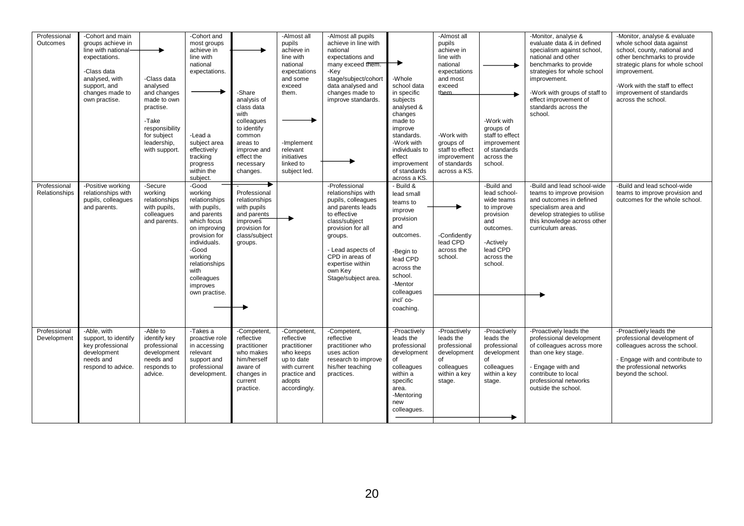| Professional Outcomes | -Cohort and main groups achieve in line with national expectations.<br><br>-Class data analysed, with support, and changes made to own practise. | -Class data analysed and changes made to own practise.<br><br>-Take responsibility for subject leadership, with support. | -Cohort and most groups achieve in line with national expectations.<br><br>-Lead a subject area effectively tracking progress within the subject. | -Share analysis of class data with colleagues to identify common areas to improve and effect the necessary changes. | -Almost all pupils achieve in line with national expectations and some exceed them.<br><br>-Implement relevant initiatives linked to subject led. | -Almost all pupils achieve in line with national expectations and many exceed them.<br>-Key stage/subject/cohort data analysed and changes made to improve standards. | -Whole school data in specific subjects analysed & changes made to improve standards.<br>-Work with individuals to effect improvement of standards across a KS. | -Almost all pupils achieve in line with national expectations and most exceed them.<br><br>-Work with groups of staff to effect improvement of standards across a KS. | -Work with groups of staff to effect improvement of standards across the school. | -Monitor, analyse & evaluate data & in defined specialism against school, national and other benchmarks to provide strategies for whole school improvement.<br><br>-Work with groups of staff to effect improvement of standards across the school. | -Monitor, analyse & evaluate whole school data against school, county, national and other benchmarks to provide strategic plans for whole school improvement.<br><br>-Work with the staff to effect improvement of standards across the school. |
|---|---|---|---|---|---|---|---|---|---|---|---|
| Professional Relationships | -Positive working relationships with pupils, colleagues and parents. | -Secure working relationships with pupils, colleagues and parents. | -Good working relationships with pupils, and parents which focus on improving provision for individuals.<br>-Good working relationships with colleagues improves own practise. | -Professional relationships with pupils and parents improves provision for class/subject groups. | | -Professional relationships with pupils, colleagues and parents leads to effective class/subject provision for all groups.<br><br>- Lead aspects of CPD in areas of expertise within own Key Stage/subject area. | - Build & lead small teams to improve provision and outcomes.<br><br>-Begin to lead CPD across the school.<br>-Mentor colleagues incl' co-coaching. | -Confidently lead CPD across the school. | -Build and lead school-wide teams to improve provision and outcomes.<br><br>-Actively lead CPD across the school. | -Build and lead school-wide teams to improve provision and outcomes in defined specialism area and develop strategies to utilise this knowledge across other curriculum areas. | -Build and lead school-wide teams to improve provision and outcomes for the whole school. |
| Professional Development | -Able, with support, to identify key professional development needs and respond to advice. | -Able to identify key professional development needs and responds to advice. | -Takes a proactive role in accessing relevant support and professional development. | -Competent, reflective practitioner who makes him/herself aware of changes in current practice. | -Competent, reflective practitioner who keeps up to date with current practice and adopts accordingly. | -Competent, reflective practitioner who uses action research to improve his/her teaching practices. | -Proactively leads the professional development of colleagues within a specific area.<br>-Mentoring new colleagues. | -Proactively leads the professional development of colleagues within a key stage. | -Proactively leads the professional development of colleagues within a key stage. | -Proactively leads the professional development of colleagues across more than one key stage.<br><br>- Engage with and contribute to local professional networks outside the school. | -Proactively leads the professional development of colleagues across the school.<br><br>- Engage with and contribute to the professional networks beyond the school. |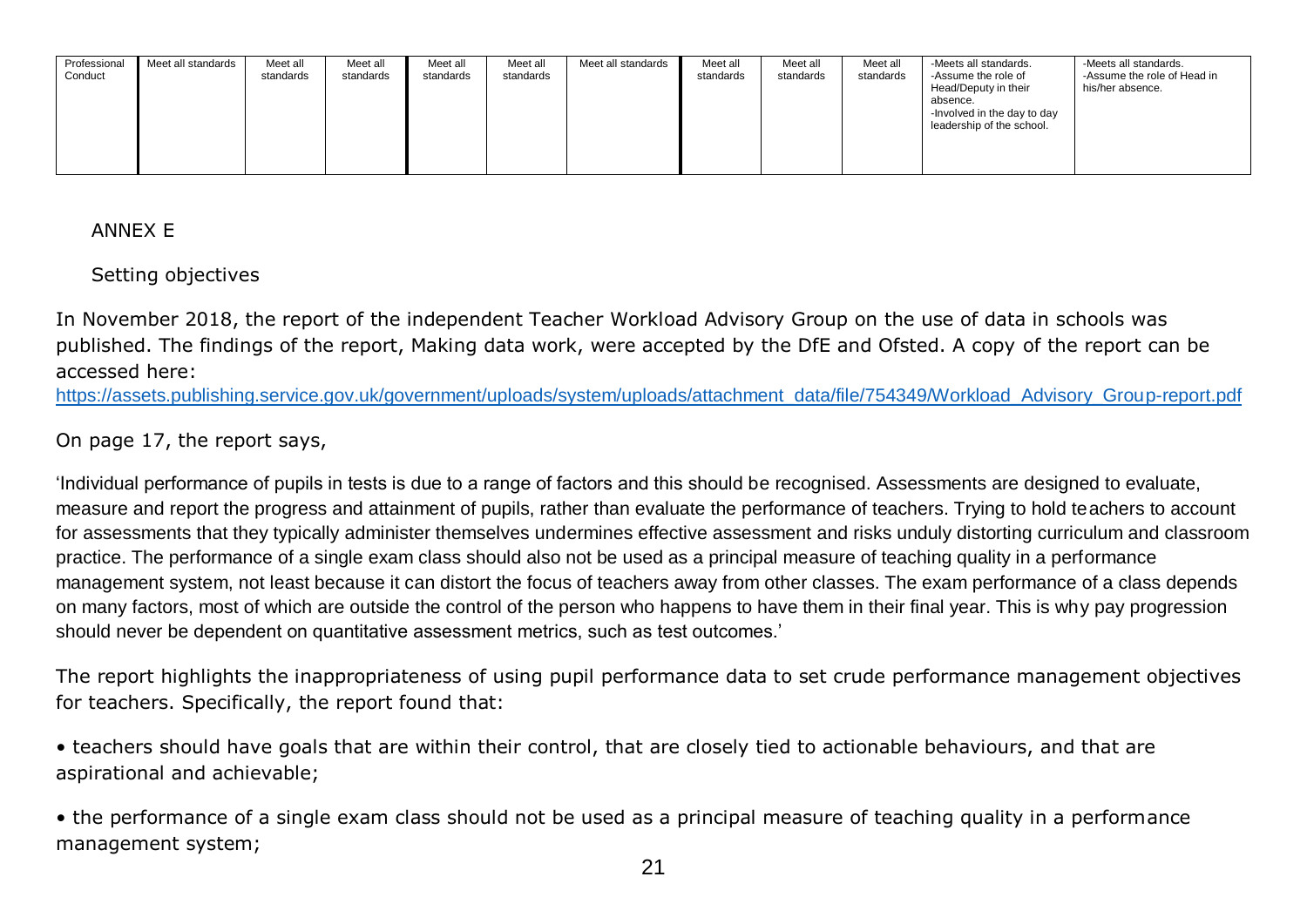| Professional Conduct | Meet all standards | Meet all standards | Meet all standards | Meet all standards | Meet all standards | Meet all standards | Meet all standards | Meet all standards | Meet all standards | -Meets all standards.<br>-Assume the role of Head/Deputy in their absence.<br>-Involved in the day to day leadership of the school. | -Meets all standards.<br>-Assume the role of Head in his/her absence. |
|---|---|---|---|---|---|---|---|---|---|---|---|

ANNEX E

Setting objectives

In November 2018, the report of the independent Teacher Workload Advisory Group on the use of data in schools was published. The findings of the report, Making data work, were accepted by the DfE and Ofsted. A copy of the report can be accessed here:
https://assets.publishing.service.gov.uk/government/uploads/system/uploads/attachment_data/file/754349/Workload_Advisory_Group-report.pdf

On page 17, the report says,

'Individual performance of pupils in tests is due to a range of factors and this should be recognised. Assessments are designed to evaluate, measure and report the progress and attainment of pupils, rather than evaluate the performance of teachers. Trying to hold teachers to account for assessments that they typically administer themselves undermines effective assessment and risks unduly distorting curriculum and classroom practice. The performance of a single exam class should also not be used as a principal measure of teaching quality in a performance management system, not least because it can distort the focus of teachers away from other classes. The exam performance of a class depends on many factors, most of which are outside the control of the person who happens to have them in their final year. This is why pay progression should never be dependent on quantitative assessment metrics, such as test outcomes.'

The report highlights the inappropriateness of using pupil performance data to set crude performance management objectives for teachers. Specifically, the report found that:

- teachers should have goals that are within their control, that are closely tied to actionable behaviours, and that are aspirational and achievable;
- the performance of a single exam class should not be used as a principal measure of teaching quality in a performance management system;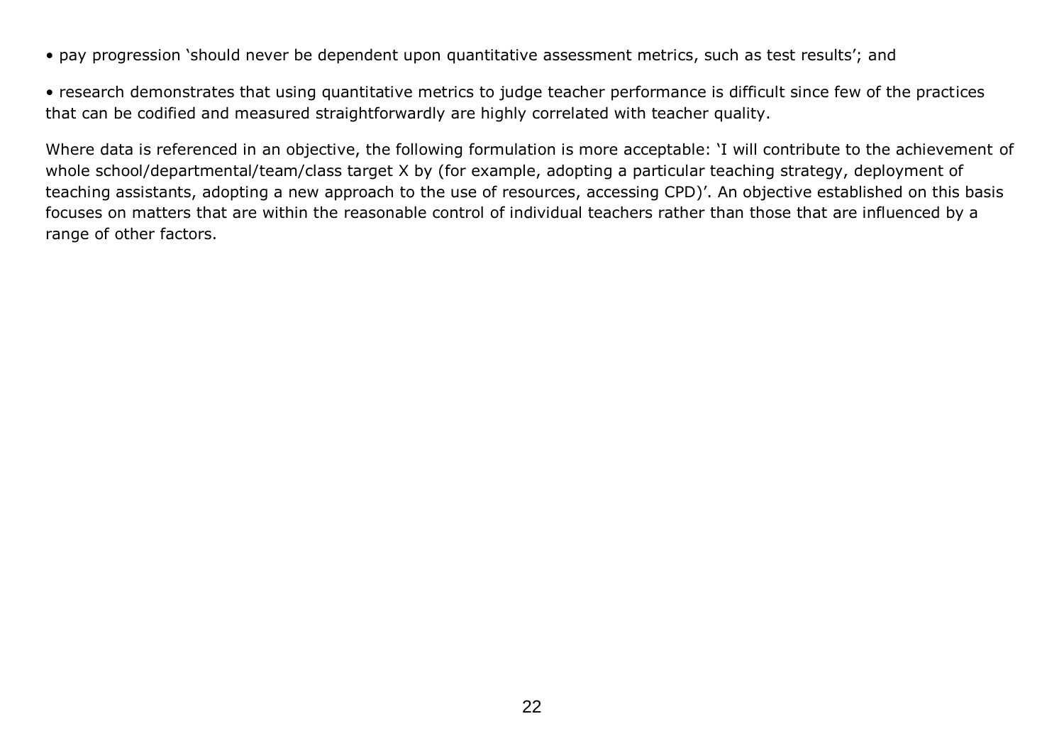- pay progression ‘should never be dependent upon quantitative assessment metrics, such as test results’; and

- research demonstrates that using quantitative metrics to judge teacher performance is difficult since few of the practices that can be codified and measured straightforwardly are highly correlated with teacher quality.

Where data is referenced in an objective, the following formulation is more acceptable: ‘I will contribute to the achievement of whole school/departmental/team/class target X by (for example, adopting a particular teaching strategy, deployment of teaching assistants, adopting a new approach to the use of resources, accessing CPD)’. An objective established on this basis focuses on matters that are within the reasonable control of individual teachers rather than those that are influenced by a range of other factors.